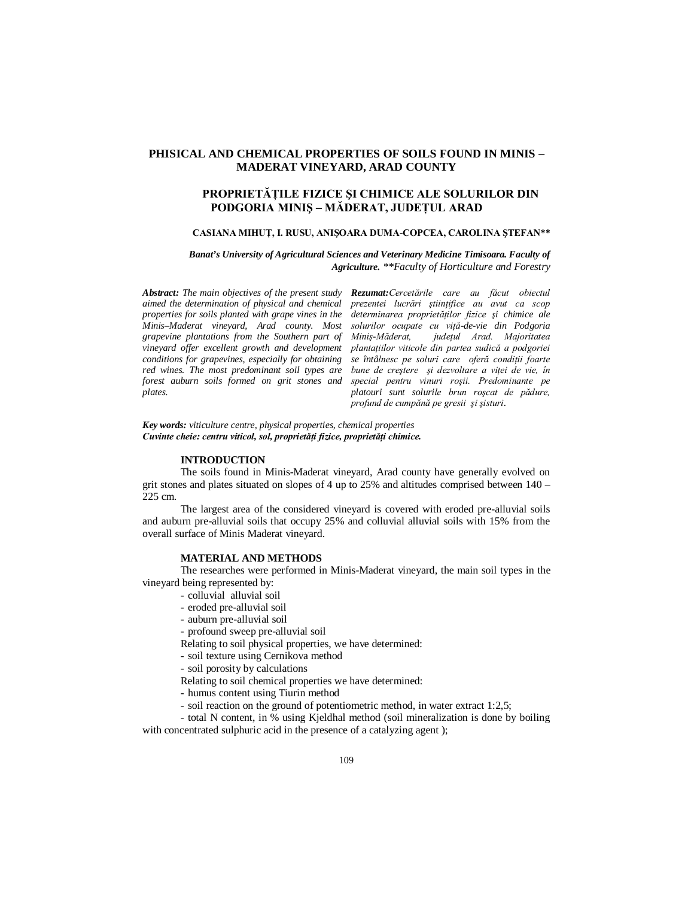# PHISICAL AND CHEMICAL PROPERTIES OF SOILS FOUND IN MINIS – MADERAT VINEYARD, ARAD COUNTY

# PROPRIETĂȚILE FIZICE ȘI CHIMICE ALE SOLURILOR DIN PODGORIA MINIȘ – MĂDERAT, JUDEȚUL ARAD

**CASIANA MIHUȚ, I. RUSU, ANIȘOARA DUMA-COPCEA, CAROLINA ȘTEFAN\*\***

***Banat's University of Agricultural Sciences and Veterinary Medicine Timisoara. Faculty of Agriculture.*** *\*\*Faculty of Horticulture and Forestry*

***Abstract:*** *The main objectives of the present study aimed the determination of physical and chemical properties for soils planted with grape vines in the Minis–Maderat vineyard, Arad county. Most grapevine plantations from the Southern part of vineyard offer excellent growth and development conditions for grapevines, especially for obtaining red wines. The most predominant soil types are forest auburn soils formed on grit stones and plates.*

***Rezumat:****Cercetările care au făcut obiectul prezentei lucrări științifice au avut ca scop determinarea proprietăților fizice și chimice ale solurilor ocupate cu viță-de-vie din Podgoria Miniș-Măderat, județul Arad. Majoritatea plantațiilor viticole din partea sudică a podgoriei se întâlnesc pe soluri care oferă condiții foarte bune de creștere și dezvoltare a viței de vie, în special pentru vinuri roșii. Predominante pe platouri sunt solurile brun roșcat de pădure, profund de cumpănă pe gresii și șisturi.*

***Key words:*** *viticulture centre, physical properties, chemical properties*
***Cuvinte cheie: centru viticol, sol, proprietăți fizice, proprietăți chimice.***

## INTRODUCTION

The soils found in Minis-Maderat vineyard, Arad county have generally evolved on grit stones and plates situated on slopes of 4 up to 25% and altitudes comprised between 140 – 225 cm.

The largest area of the considered vineyard is covered with eroded pre-alluvial soils and auburn pre-alluvial soils that occupy 25% and colluvial alluvial soils with 15% from the overall surface of Minis Maderat vineyard.

## MATERIAL AND METHODS

The researches were performed in Minis-Maderat vineyard, the main soil types in the vineyard being represented by:

- colluvial alluvial soil
- eroded pre-alluvial soil
- auburn pre-alluvial soil
- profound sweep pre-alluvial soil

Relating to soil physical properties, we have determined:

- soil texture using Cernikova method
- soil porosity by calculations

Relating to soil chemical properties we have determined:

- humus content using Tiurin method
- soil reaction on the ground of potentiometric method, in water extract 1:2,5;
- total N content, in % using Kjeldhal method (soil mineralization is done by boiling with concentrated sulphuric acid in the presence of a catalyzing agent );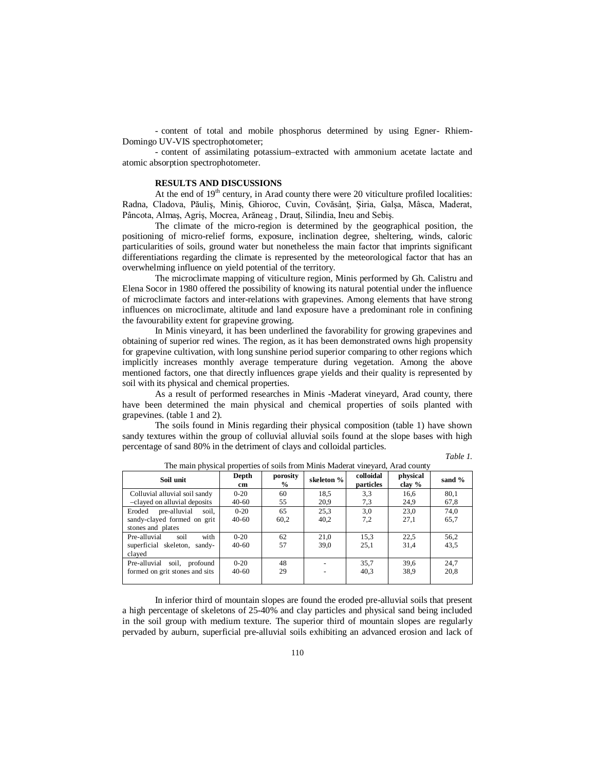- content of total and mobile phosphorus determined by using Egner- Rhiem-Domingo UV-VIS spectrophotometer;

- content of assimilating potassium–extracted with ammonium acetate lactate and atomic absorption spectrophotometer.

## RESULTS AND DISCUSSIONS

At the end of 19th century, in Arad county there were 20 viticulture profiled localities: Radna, Cladova, Păuliş, Miniş, Ghioroc, Cuvin, Covăsânț, Şiria, Galşa, Mâsca, Maderat, Pâncota, Almaş, Agriş, Mocrea, Arăneag , Drauț, Silindia, Ineu and Sebiş.

The climate of the micro-region is determined by the geographical position, the positioning of micro-relief forms, exposure, inclination degree, sheltering, winds, caloric particularities of soils, ground water but nonetheless the main factor that imprints significant differentiations regarding the climate is represented by the meteorological factor that has an overwhelming influence on yield potential of the territory.

The microclimate mapping of viticulture region, Minis performed by Gh. Calistru and Elena Socor in 1980 offered the possibility of knowing its natural potential under the influence of microclimate factors and inter-relations with grapevines. Among elements that have strong influences on microclimate, altitude and land exposure have a predominant role in confining the favourability extent for grapevine growing.

In Minis vineyard, it has been underlined the favorability for growing grapevines and obtaining of superior red wines. The region, as it has been demonstrated owns high propensity for grapevine cultivation, with long sunshine period superior comparing to other regions which implicitly increases monthly average temperature during vegetation. Among the above mentioned factors, one that directly influences grape yields and their quality is represented by soil with its physical and chemical properties.

As a result of performed researches in Minis -Maderat vineyard, Arad county, there have been determined the main physical and chemical properties of soils planted with grapevines. (table 1 and 2).

The soils found in Minis regarding their physical composition (table 1) have shown sandy textures within the group of colluvial alluvial soils found at the slope bases with high percentage of sand 80% in the detriment of clays and colloidal particles.

*Table 1.*

The main physical properties of soils from Minis Maderat vineyard, Arad county

| Soil unit | Depth cm | porosity % | skeleton % | colloidal particles | physical clay % | sand % |
|---|---|---|---|---|---|---|
| Colluvial alluvial soil sandy –clayed on alluvial deposits | 0-20<br>40-60 | 60<br>55 | 18,5<br>20,9 | 3,3<br>7,3 | 16,6<br>24,9 | 80,1<br>67,8 |
| Eroded pre-alluvial soil, sandy-clayed formed on grit stones and plates | 0-20<br>40-60 | 65<br>60,2 | 25,3<br>40,2 | 3,0<br>7,2 | 23,0<br>27,1 | 74,0<br>65,7 |
| Pre-alluvial soil with superficial skeleton, sandy-clayed | 0-20<br>40-60 | 62<br>57 | 21,0<br>39,0 | 15,3<br>25,1 | 22,5<br>31,4 | 56,2<br>43,5 |
| Pre-alluvial soil, profound formed on grit stones and sits | 0-20<br>40-60 | 48<br>29 | -<br>- | 35,7<br>40,3 | 39,6<br>38,9 | 24,7<br>20,8 |

In inferior third of mountain slopes are found the eroded pre-alluvial soils that present a high percentage of skeletons of 25-40% and clay particles and physical sand being included in the soil group with medium texture. The superior third of mountain slopes are regularly pervaded by auburn, superficial pre-alluvial soils exhibiting an advanced erosion and lack of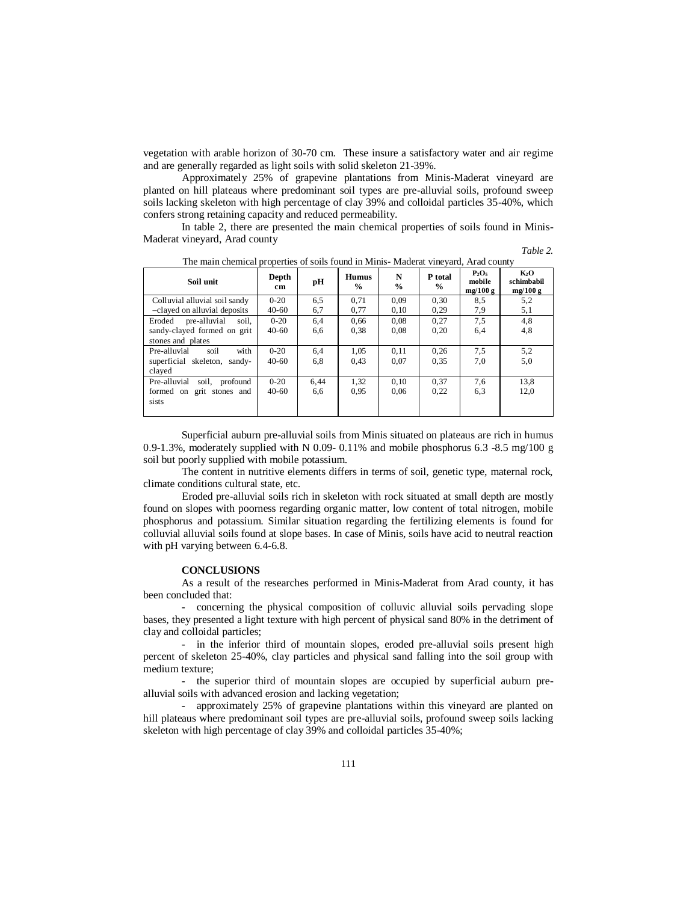vegetation with arable horizon of 30-70 cm. These insure a satisfactory water and air regime and are generally regarded as light soils with solid skeleton 21-39%.

Approximately 25% of grapevine plantations from Minis-Maderat vineyard are planted on hill plateaus where predominant soil types are pre-alluvial soils, profound sweep soils lacking skeleton with high percentage of clay 39% and colloidal particles 35-40%, which confers strong retaining capacity and reduced permeability.

In table 2, there are presented the main chemical properties of soils found in Minis-Maderat vineyard, Arad county

*Table 2.*

The main chemical properties of soils found in Minis- Maderat vineyard, Arad county

| Soil unit | Depth cm | pH | Humus % | N % | P total % | $P_2O_5$ mobile mg/100 g | $K_2O$ schimbabil mg/100 g |
|---|---|---|---|---|---|---|---|
| Colluvial alluvial soil sandy –clayed on alluvial deposits | 0-20<br>40-60 | 6,5<br>6,7 | 0,71<br>0,77 | 0,09<br>0,10 | 0,30<br>0,29 | 8,5<br>7,9 | 5,2<br>5,1 |
| Eroded pre-alluvial soil, sandy-clayed formed on grit stones and plates | 0-20<br>40-60 | 6,4<br>6,6 | 0,66<br>0,38 | 0,08<br>0,08 | 0,27<br>0,20 | 7,5<br>6,4 | 4,8<br>4,8 |
| Pre-alluvial soil with superficial skeleton, sandy-clayed | 0-20<br>40-60 | 6,4<br>6,8 | 1,05<br>0,43 | 0,11<br>0,07 | 0,26<br>0,35 | 7,5<br>7,0 | 5,2<br>5,0 |
| Pre-alluvial soil, profound formed on grit stones and sists | 0-20<br>40-60 | 6,44<br>6,6 | 1,32<br>0,95 | 0,10<br>0,06 | 0,37<br>0,22 | 7,6<br>6,3 | 13,8<br>12,0 |

Superficial auburn pre-alluvial soils from Minis situated on plateaus are rich in humus 0.9-1.3%, moderately supplied with N 0.09- 0.11% and mobile phosphorus 6.3 -8.5 mg/100 g soil but poorly supplied with mobile potassium.

The content in nutritive elements differs in terms of soil, genetic type, maternal rock, climate conditions cultural state, etc.

Eroded pre-alluvial soils rich in skeleton with rock situated at small depth are mostly found on slopes with poorness regarding organic matter, low content of total nitrogen, mobile phosphorus and potassium. Similar situation regarding the fertilizing elements is found for colluvial alluvial soils found at slope bases. In case of Minis, soils have acid to neutral reaction with pH varying between 6.4-6.8.

**CONCLUSIONS**

As a result of the researches performed in Minis-Maderat from Arad county, it has been concluded that:

- concerning the physical composition of colluvic alluvial soils pervading slope bases, they presented a light texture with high percent of physical sand 80% in the detriment of clay and colloidal particles;
- in the inferior third of mountain slopes, eroded pre-alluvial soils present high percent of skeleton 25-40%, clay particles and physical sand falling into the soil group with medium texture;
- the superior third of mountain slopes are occupied by superficial auburn pre-alluvial soils with advanced erosion and lacking vegetation;
- approximately 25% of grapevine plantations within this vineyard are planted on hill plateaus where predominant soil types are pre-alluvial soils, profound sweep soils lacking skeleton with high percentage of clay 39% and colloidal particles 35-40%;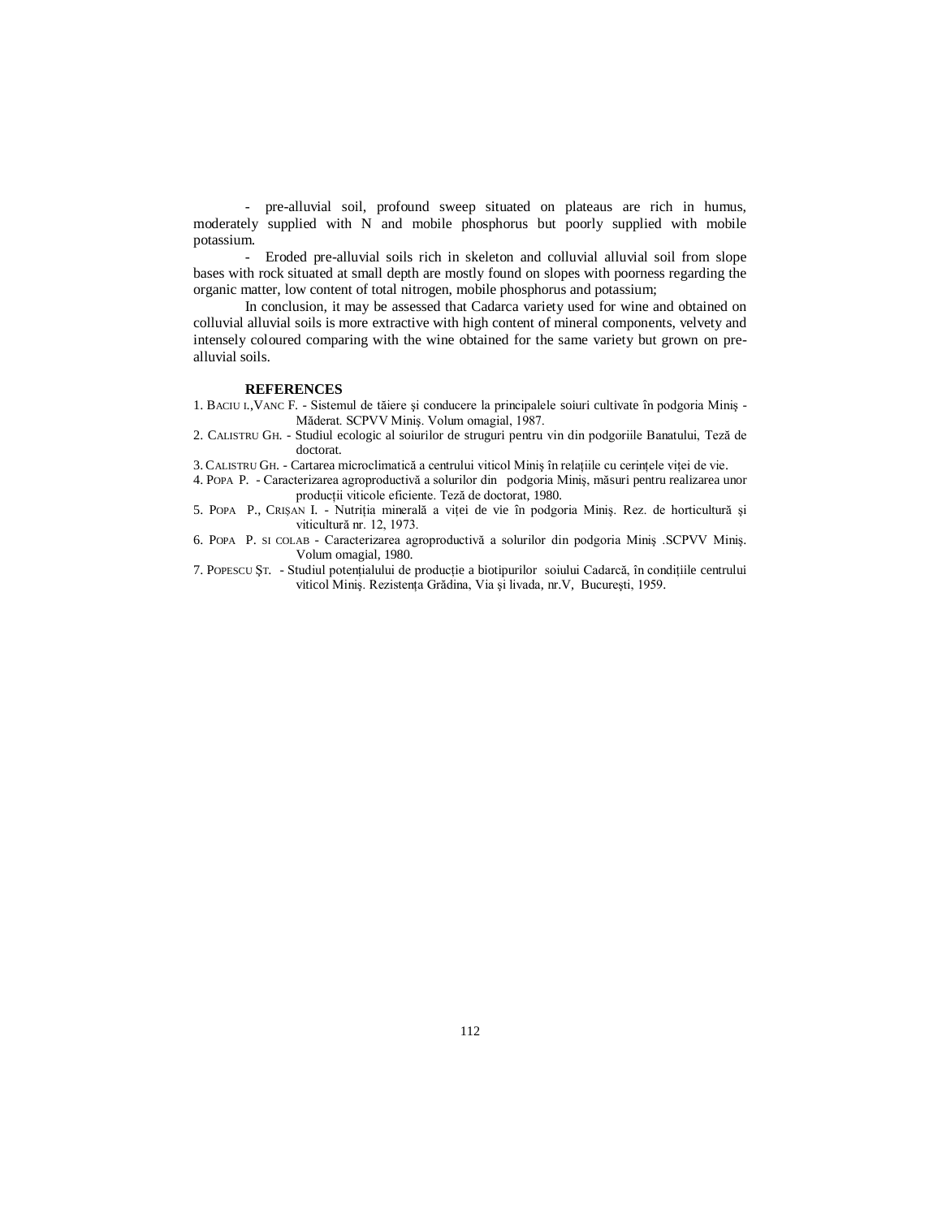- pre-alluvial soil, profound sweep situated on plateaus are rich in humus, moderately supplied with N and mobile phosphorus but poorly supplied with mobile potassium.

- Eroded pre-alluvial soils rich in skeleton and colluvial alluvial soil from slope bases with rock situated at small depth are mostly found on slopes with poorness regarding the organic matter, low content of total nitrogen, mobile phosphorus and potassium;

In conclusion, it may be assessed that Cadarca variety used for wine and obtained on colluvial alluvial soils is more extractive with high content of mineral components, velvety and intensely coloured comparing with the wine obtained for the same variety but grown on pre-alluvial soils.

**REFERENCES**

1. BACIU I.,VANC F. - Sistemul de tăiere şi conducere la principalele soiuri cultivate în podgoria Miniş - Măderat. SCPVV Miniş. Volum omagial, 1987.
2. CALISTRU GH. - Studiul ecologic al soiurilor de struguri pentru vin din podgoriile Banatului, Teză de doctorat.
3. CALISTRU GH. - Cartarea microclimatică a centrului viticol Miniş în relaţiile cu cerinţele viţei de vie.
4. POPA P. - Caracterizarea agroproductivă a solurilor din podgoria Miniş, măsuri pentru realizarea unor producţii viticole eficiente. Teză de doctorat, 1980.
5. POPA P., CRIŞAN I. - Nutriţia minerală a viţei de vie în podgoria Miniş. Rez. de horticultură şi viticultură nr. 12, 1973.
6. POPA P. SI COLAB - Caracterizarea agroproductivă a solurilor din podgoria Miniş .SCPVV Miniş. Volum omagial, 1980.
7. POPESCU ŞT. - Studiul potenţialului de producţie a biotipurilor soiului Cadarcă, în condiţiile centrului viticol Miniş. Rezistenţa Grădina, Via şi livada, nr.V, Bucureşti, 1959.